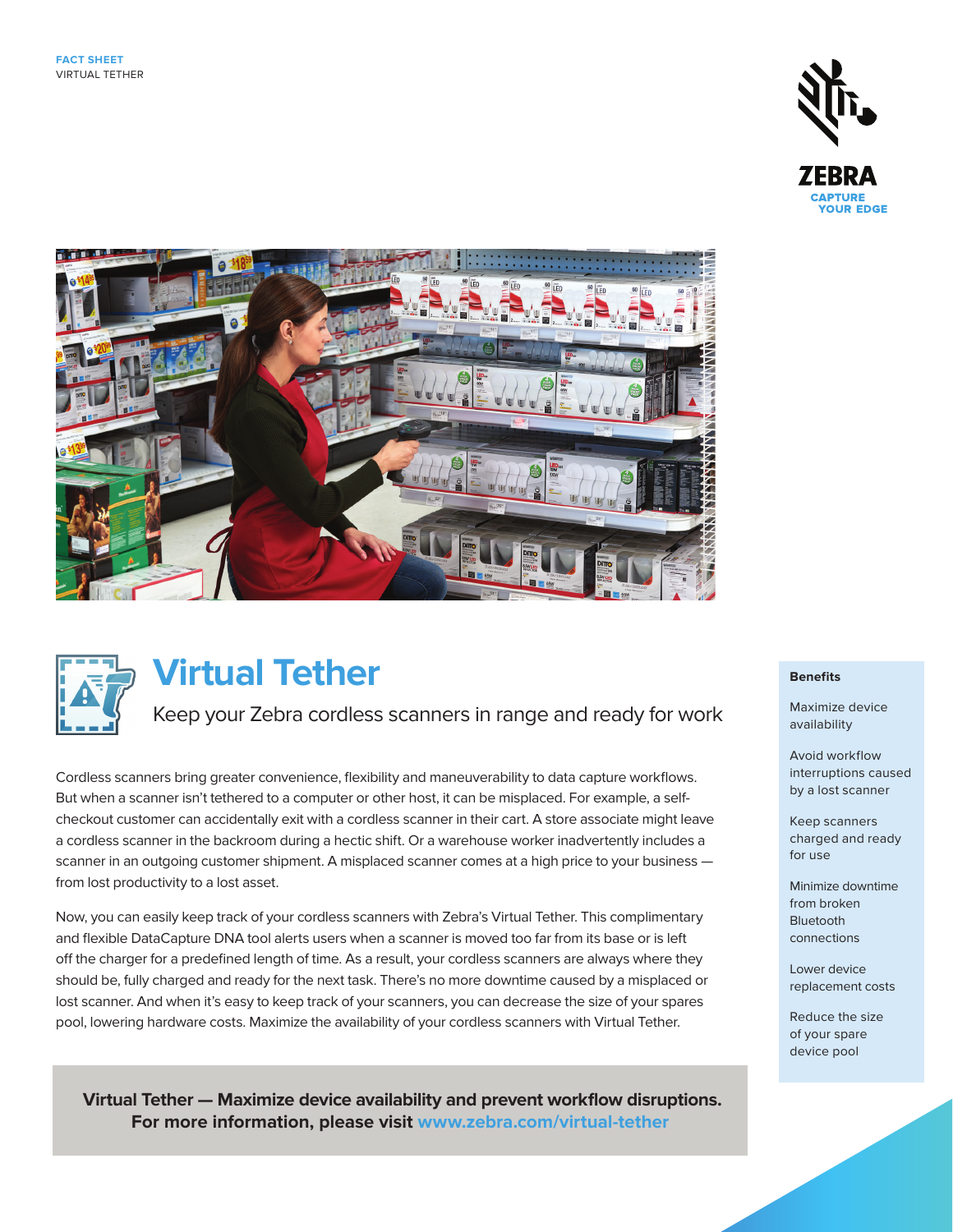FACT SHEET
VIRTUAL TETHER

# Virtual Tether

## Keep your Zebra cordless scanners in range and ready for work

Cordless scanners bring greater convenience, flexibility and maneuverability to data capture workflows. But when a scanner isn't tethered to a computer or other host, it can be misplaced. For example, a self-checkout customer can accidentally exit with a cordless scanner in their cart. A store associate might leave a cordless scanner in the backroom during a hectic shift. Or a warehouse worker inadvertently includes a scanner in an outgoing customer shipment. A misplaced scanner comes at a high price to your business — from lost productivity to a lost asset.

Now, you can easily keep track of your cordless scanners with Zebra's Virtual Tether. This complimentary and flexible DataCapture DNA tool alerts users when a scanner is moved too far from its base or is left off the charger for a predefined length of time. As a result, your cordless scanners are always where they should be, fully charged and ready for the next task. There's no more downtime caused by a misplaced or lost scanner. And when it's easy to keep track of your scanners, you can decrease the size of your spares pool, lowering hardware costs. Maximize the availability of your cordless scanners with Virtual Tether.

**Virtual Tether — Maximize device availability and prevent workflow disruptions.**
**For more information, please visit www.zebra.com/virtual-tether**

### Benefits

Maximize device availability

Avoid workflow interruptions caused by a lost scanner

Keep scanners charged and ready for use

Minimize downtime from broken Bluetooth connections

Lower device replacement costs

Reduce the size of your spare device pool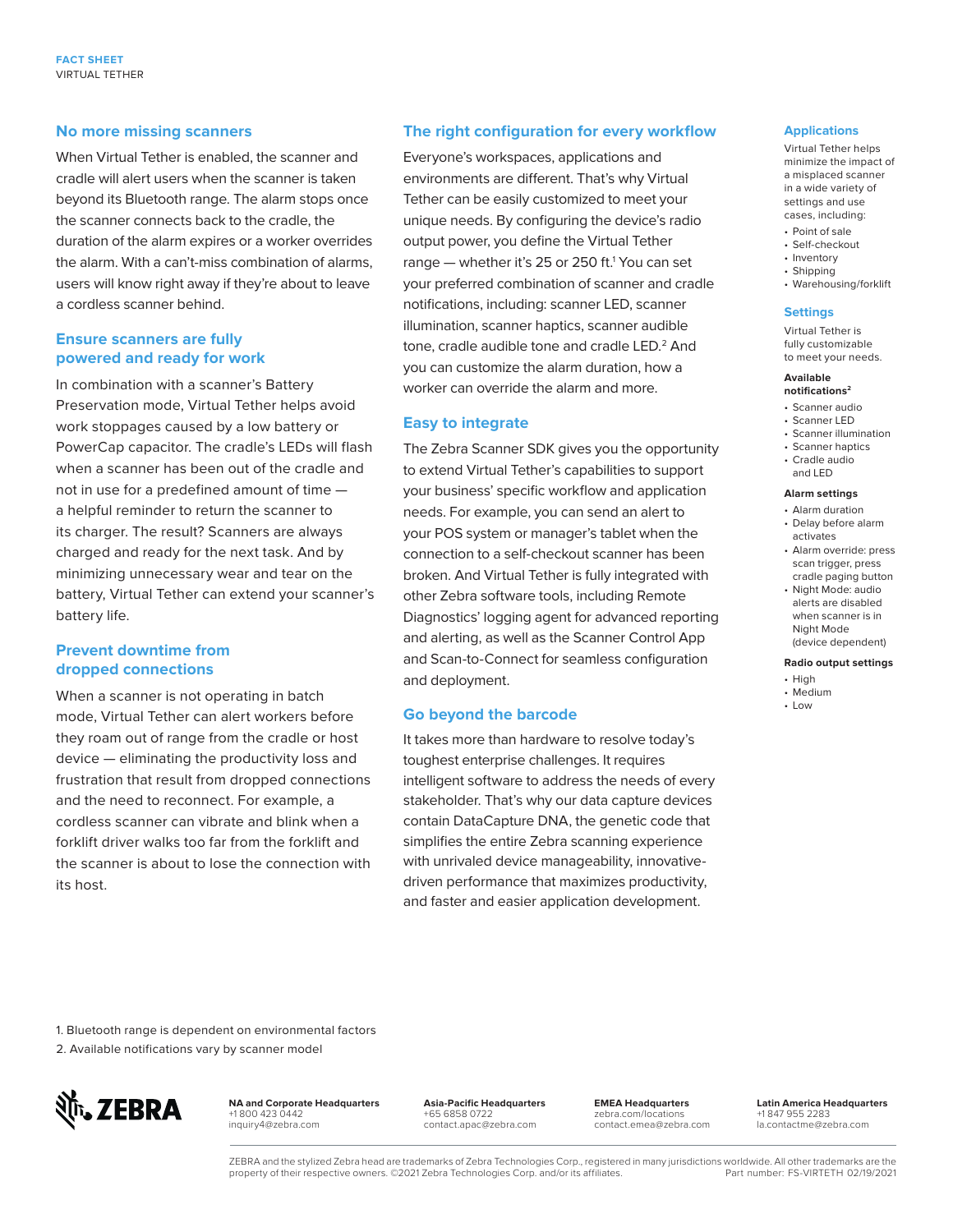## No more missing scanners

When Virtual Tether is enabled, the scanner and cradle will alert users when the scanner is taken beyond its Bluetooth range. The alarm stops once the scanner connects back to the cradle, the duration of the alarm expires or a worker overrides the alarm. With a can't-miss combination of alarms, users will know right away if they're about to leave a cordless scanner behind.

## Ensure scanners are fully powered and ready for work

In combination with a scanner's Battery Preservation mode, Virtual Tether helps avoid work stoppages caused by a low battery or PowerCap capacitor. The cradle's LEDs will flash when a scanner has been out of the cradle and not in use for a predefined amount of time — a helpful reminder to return the scanner to its charger. The result? Scanners are always charged and ready for the next task. And by minimizing unnecessary wear and tear on the battery, Virtual Tether can extend your scanner's battery life.

## Prevent downtime from dropped connections

When a scanner is not operating in batch mode, Virtual Tether can alert workers before they roam out of range from the cradle or host device — eliminating the productivity loss and frustration that result from dropped connections and the need to reconnect. For example, a cordless scanner can vibrate and blink when a forklift driver walks too far from the forklift and the scanner is about to lose the connection with its host.

## The right configuration for every workflow

Everyone's workspaces, applications and environments are different. That's why Virtual Tether can be easily customized to meet your unique needs. By configuring the device's radio output power, you define the Virtual Tether range — whether it's 25 or 250 ft.[1] You can set your preferred combination of scanner and cradle notifications, including: scanner LED, scanner illumination, scanner haptics, scanner audible tone, cradle audible tone and cradle LED.[2] And you can customize the alarm duration, how a worker can override the alarm and more.

## Easy to integrate

The Zebra Scanner SDK gives you the opportunity to extend Virtual Tether's capabilities to support your business' specific workflow and application needs. For example, you can send an alert to your POS system or manager's tablet when the connection to a self-checkout scanner has been broken. And Virtual Tether is fully integrated with other Zebra software tools, including Remote Diagnostics' logging agent for advanced reporting and alerting, as well as the Scanner Control App and Scan-to-Connect for seamless configuration and deployment.

## Go beyond the barcode

It takes more than hardware to resolve today's toughest enterprise challenges. It requires intelligent software to address the needs of every stakeholder. That's why our data capture devices contain DataCapture DNA, the genetic code that simplifies the entire Zebra scanning experience with unrivaled device manageability, innovative-driven performance that maximizes productivity, and faster and easier application development.

### Applications

Virtual Tether helps minimize the impact of a misplaced scanner in a wide variety of settings and use cases, including:

- Point of sale
- Self-checkout
- Inventory
- Shipping
- Warehousing/forklift

### Settings

Virtual Tether is fully customizable to meet your needs.

**Available notifications[2]**

- Scanner audio
- Scanner LED
- Scanner illumination
- Scanner haptics
- Cradle audio and LED

**Alarm settings**

- Alarm duration
- Delay before alarm activates
- Alarm override: press scan trigger, press cradle paging button
- Night Mode: audio alerts are disabled when scanner is in Night Mode (device dependent)

**Radio output settings**

- High
- Medium
- Low

1. Bluetooth range is dependent on environmental factors
2. Available notifications vary by scanner model

**NA and Corporate Headquarters**
+1 800 423 0442
inquiry4@zebra.com

**Asia-Pacific Headquarters**
+65 6858 0722
contact.apac@zebra.com

**EMEA Headquarters**
zebra.com/locations
contact.emea@zebra.com

**Latin America Headquarters**
+1 847 955 2283
la.contactme@zebra.com

ZEBRA and the stylized Zebra head are trademarks of Zebra Technologies Corp., registered in many jurisdictions worldwide. All other trademarks are the property of their respective owners. ©2021 Zebra Technologies Corp. and/or its affiliates. Part number: FS-VIRTETH 02/19/2021